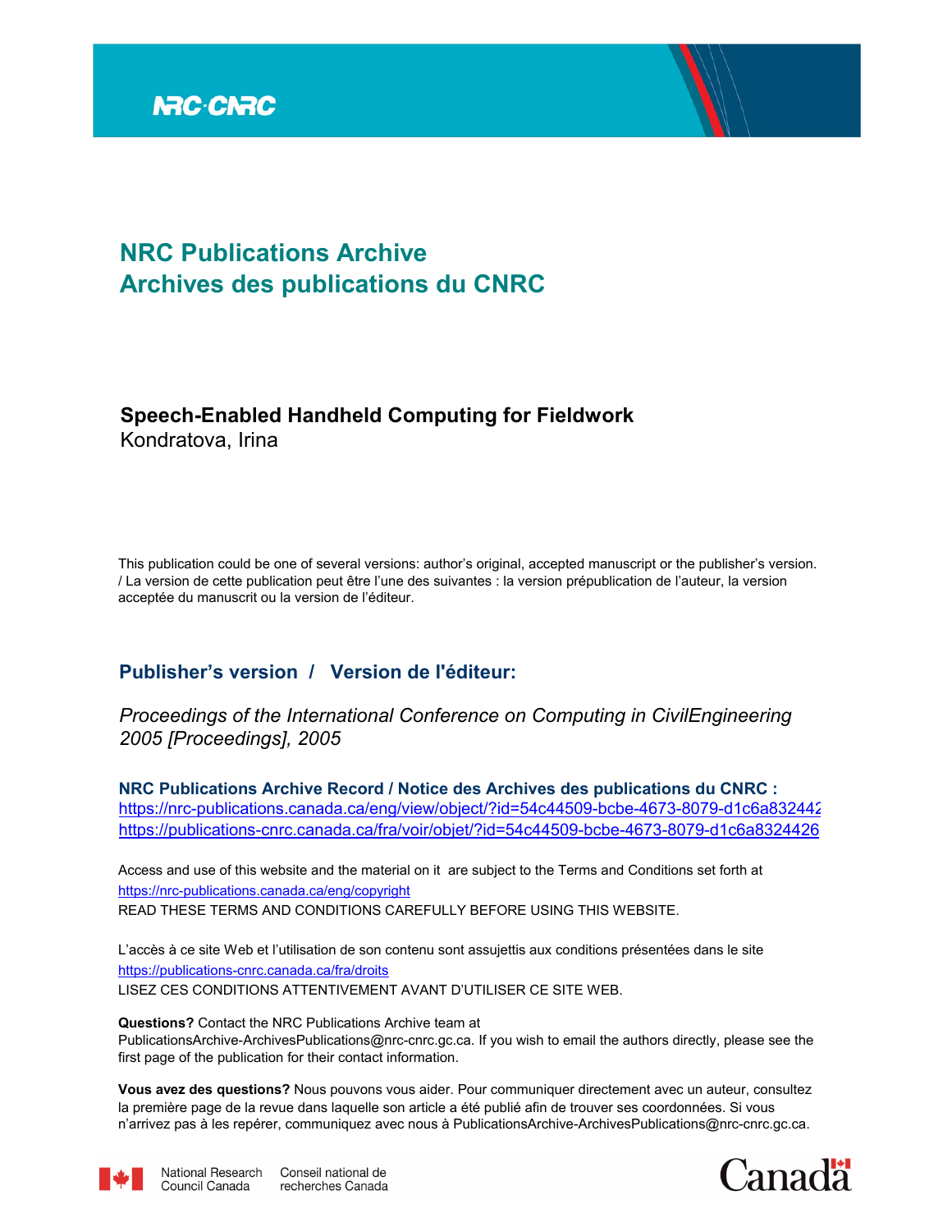NRC·CNRC

# NRC Publications Archive
# Archives des publications du CNRC

**Speech-Enabled Handheld Computing for Fieldwork**
Kondratova, Irina

This publication could be one of several versions: author's original, accepted manuscript or the publisher's version. / La version de cette publication peut être l'une des suivantes : la version prépublication de l'auteur, la version acceptée du manuscrit ou la version de l'éditeur.

## Publisher's version / Version de l'éditeur:

*Proceedings of the International Conference on Computing in CivilEngineering 2005 [Proceedings], 2005*

**NRC Publications Archive Record / Notice des Archives des publications du CNRC :**
https://nrc-publications.canada.ca/eng/view/object/?id=54c44509-bcbe-4673-8079-d1c6a832442
https://publications-cnrc.canada.ca/fra/voir/objet/?id=54c44509-bcbe-4673-8079-d1c6a8324426

Access and use of this website and the material on it are subject to the Terms and Conditions set forth at
https://nrc-publications.canada.ca/eng/copyright
READ THESE TERMS AND CONDITIONS CAREFULLY BEFORE USING THIS WEBSITE.

L'accès à ce site Web et l'utilisation de son contenu sont assujettis aux conditions présentées dans le site
https://publications-cnrc.canada.ca/fra/droits
LISEZ CES CONDITIONS ATTENTIVEMENT AVANT D'UTILISER CE SITE WEB.

**Questions?** Contact the NRC Publications Archive team at
PublicationsArchive-ArchivesPublications@nrc-cnrc.gc.ca. If you wish to email the authors directly, please see the first page of the publication for their contact information.

**Vous avez des questions?** Nous pouvons vous aider. Pour communiquer directement avec un auteur, consultez la première page de la revue dans laquelle son article a été publié afin de trouver ses coordonnées. Si vous n'arrivez pas à les repérer, communiquez avec nous à PublicationsArchive-ArchivesPublications@nrc-cnrc.gc.ca.

National Research Council Canada | Conseil national de recherches Canada

Canada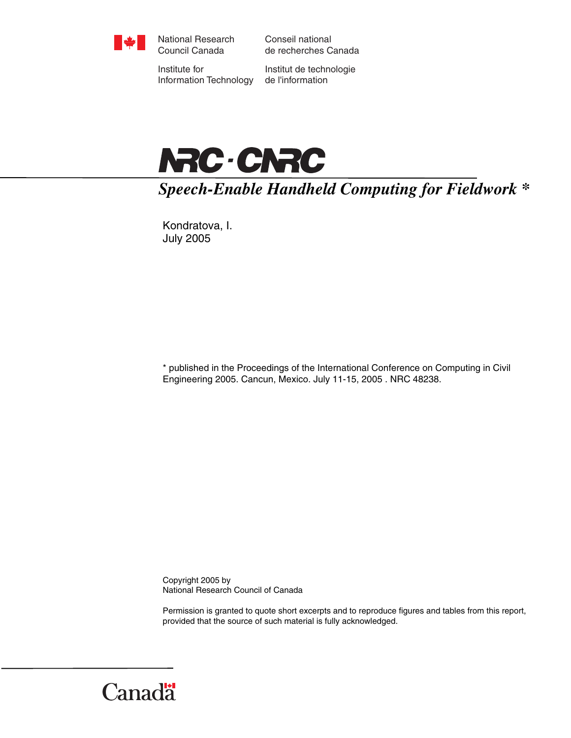National Research Council Canada

Conseil national de recherches Canada

Institute for Information Technology

Institut de technologie de l'information

NRC · CNRC

# *Speech-Enable Handheld Computing for Fieldwork **

Kondratova, I.
July 2005

* published in the Proceedings of the International Conference on Computing in Civil Engineering 2005. Cancun, Mexico. July 11-15, 2005 . NRC 48238.

Copyright 2005 by
National Research Council of Canada

Permission is granted to quote short excerpts and to reproduce figures and tables from this report, provided that the source of such material is fully acknowledged.

Canada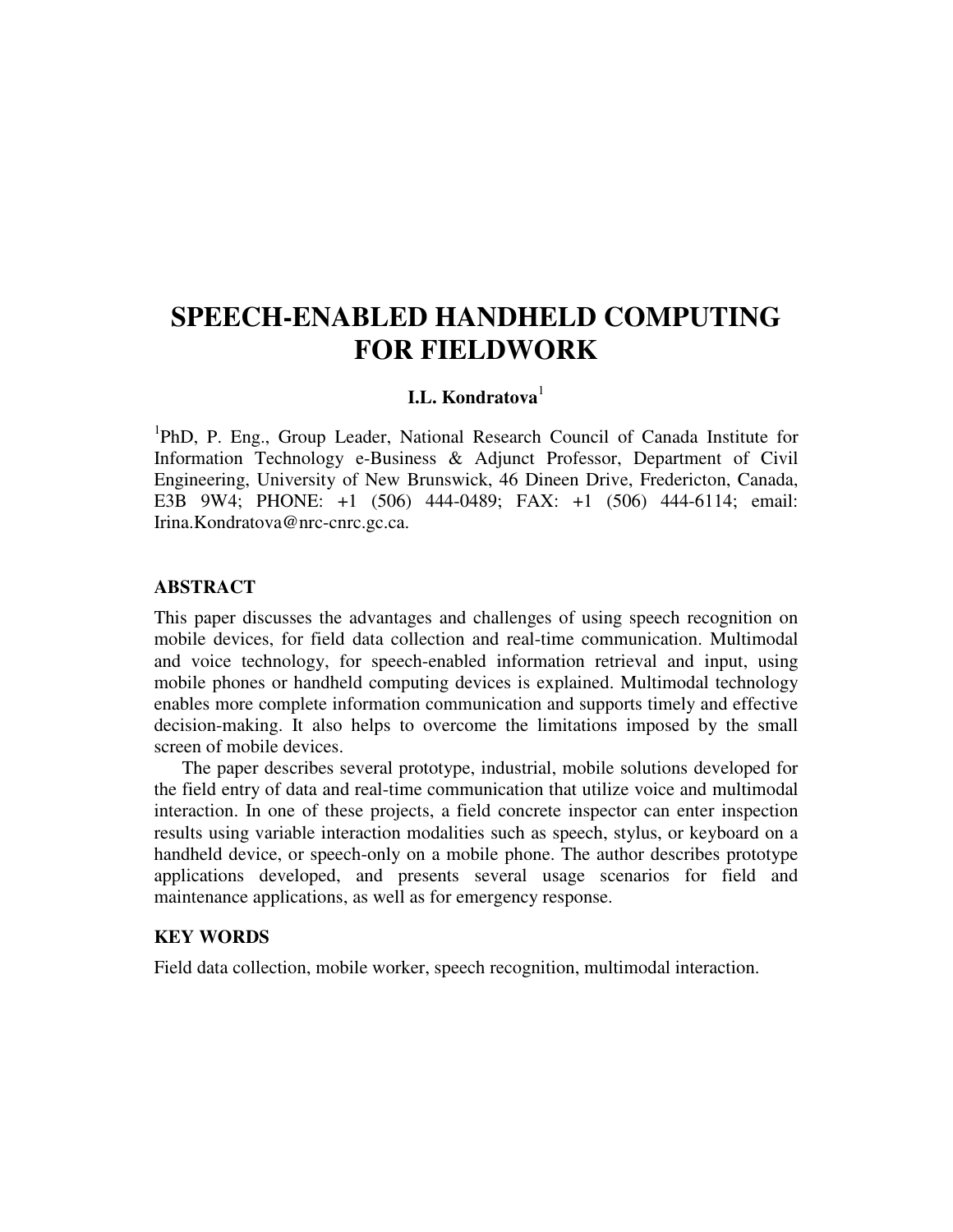# SPEECH-ENABLED HANDHELD COMPUTING FOR FIELDWORK

**I.L. Kondratova**[1]

[1]PhD, P. Eng., Group Leader, National Research Council of Canada Institute for Information Technology e-Business & Adjunct Professor, Department of Civil Engineering, University of New Brunswick, 46 Dineen Drive, Fredericton, Canada, E3B 9W4; PHONE: +1 (506) 444-0489; FAX: +1 (506) 444-6114; email: Irina.Kondratova@nrc-cnrc.gc.ca.

## ABSTRACT

This paper discusses the advantages and challenges of using speech recognition on mobile devices, for field data collection and real-time communication. Multimodal and voice technology, for speech-enabled information retrieval and input, using mobile phones or handheld computing devices is explained. Multimodal technology enables more complete information communication and supports timely and effective decision-making. It also helps to overcome the limitations imposed by the small screen of mobile devices.

The paper describes several prototype, industrial, mobile solutions developed for the field entry of data and real-time communication that utilize voice and multimodal interaction. In one of these projects, a field concrete inspector can enter inspection results using variable interaction modalities such as speech, stylus, or keyboard on a handheld device, or speech-only on a mobile phone. The author describes prototype applications developed, and presents several usage scenarios for field and maintenance applications, as well as for emergency response.

## KEY WORDS

Field data collection, mobile worker, speech recognition, multimodal interaction.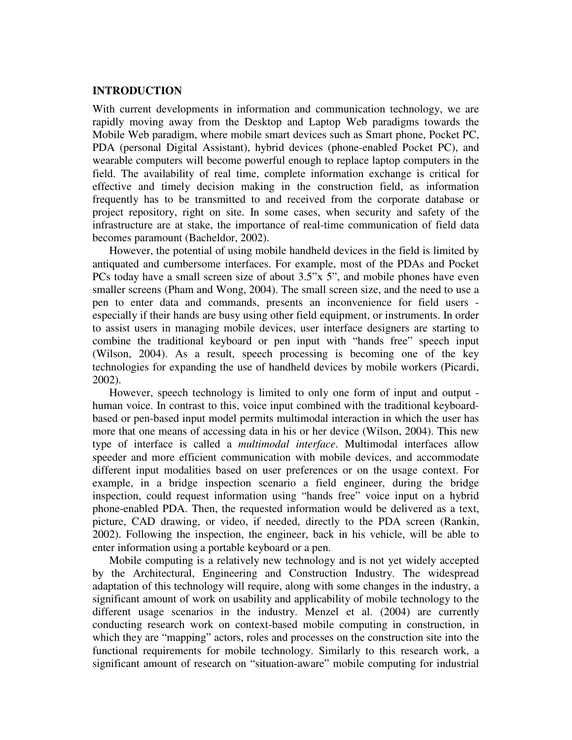## INTRODUCTION

With current developments in information and communication technology, we are rapidly moving away from the Desktop and Laptop Web paradigms towards the Mobile Web paradigm, where mobile smart devices such as Smart phone, Pocket PC, PDA (personal Digital Assistant), hybrid devices (phone-enabled Pocket PC), and wearable computers will become powerful enough to replace laptop computers in the field. The availability of real time, complete information exchange is critical for effective and timely decision making in the construction field, as information frequently has to be transmitted to and received from the corporate database or project repository, right on site. In some cases, when security and safety of the infrastructure are at stake, the importance of real-time communication of field data becomes paramount (Bacheldor, 2002).

However, the potential of using mobile handheld devices in the field is limited by antiquated and cumbersome interfaces. For example, most of the PDAs and Pocket PCs today have a small screen size of about 3.5"x 5", and mobile phones have even smaller screens (Pham and Wong, 2004). The small screen size, and the need to use a pen to enter data and commands, presents an inconvenience for field users - especially if their hands are busy using other field equipment, or instruments. In order to assist users in managing mobile devices, user interface designers are starting to combine the traditional keyboard or pen input with "hands free" speech input (Wilson, 2004). As a result, speech processing is becoming one of the key technologies for expanding the use of handheld devices by mobile workers (Picardi, 2002).

However, speech technology is limited to only one form of input and output - human voice. In contrast to this, voice input combined with the traditional keyboard-based or pen-based input model permits multimodal interaction in which the user has more that one means of accessing data in his or her device (Wilson, 2004). This new type of interface is called a *multimodal interface*. Multimodal interfaces allow speeder and more efficient communication with mobile devices, and accommodate different input modalities based on user preferences or on the usage context. For example, in a bridge inspection scenario a field engineer, during the bridge inspection, could request information using "hands free" voice input on a hybrid phone-enabled PDA. Then, the requested information would be delivered as a text, picture, CAD drawing, or video, if needed, directly to the PDA screen (Rankin, 2002). Following the inspection, the engineer, back in his vehicle, will be able to enter information using a portable keyboard or a pen.

Mobile computing is a relatively new technology and is not yet widely accepted by the Architectural, Engineering and Construction Industry. The widespread adaptation of this technology will require, along with some changes in the industry, a significant amount of work on usability and applicability of mobile technology to the different usage scenarios in the industry. Menzel et al. (2004) are currently conducting research work on context-based mobile computing in construction, in which they are "mapping" actors, roles and processes on the construction site into the functional requirements for mobile technology. Similarly to this research work, a significant amount of research on "situation-aware" mobile computing for industrial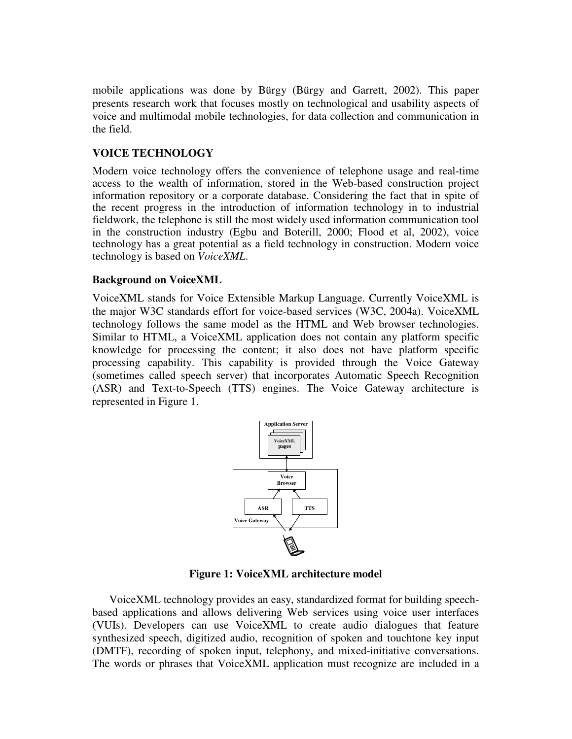mobile applications was done by Bürgy (Bürgy and Garrett, 2002). This paper presents research work that focuses mostly on technological and usability aspects of voice and multimodal mobile technologies, for data collection and communication in the field.

## VOICE TECHNOLOGY

Modern voice technology offers the convenience of telephone usage and real-time access to the wealth of information, stored in the Web-based construction project information repository or a corporate database. Considering the fact that in spite of the recent progress in the introduction of information technology in to industrial fieldwork, the telephone is still the most widely used information communication tool in the construction industry (Egbu and Boterill, 2000; Flood et al, 2002), voice technology has a great potential as a field technology in construction. Modern voice technology is based on *VoiceXML*.

### Background on VoiceXML

VoiceXML stands for Voice Extensible Markup Language. Currently VoiceXML is the major W3C standards effort for voice-based services (W3C, 2004a). VoiceXML technology follows the same model as the HTML and Web browser technologies. Similar to HTML, a VoiceXML application does not contain any platform specific knowledge for processing the content; it also does not have platform specific processing capability. This capability is provided through the Voice Gateway (sometimes called speech server) that incorporates Automatic Speech Recognition (ASR) and Text-to-Speech (TTS) engines. The Voice Gateway architecture is represented in Figure 1.

**Figure 1: VoiceXML architecture model**

VoiceXML technology provides an easy, standardized format for building speech-based applications and allows delivering Web services using voice user interfaces (VUIs). Developers can use VoiceXML to create audio dialogues that feature synthesized speech, digitized audio, recognition of spoken and touchtone key input (DMTF), recording of spoken input, telephony, and mixed-initiative conversations. The words or phrases that VoiceXML application must recognize are included in a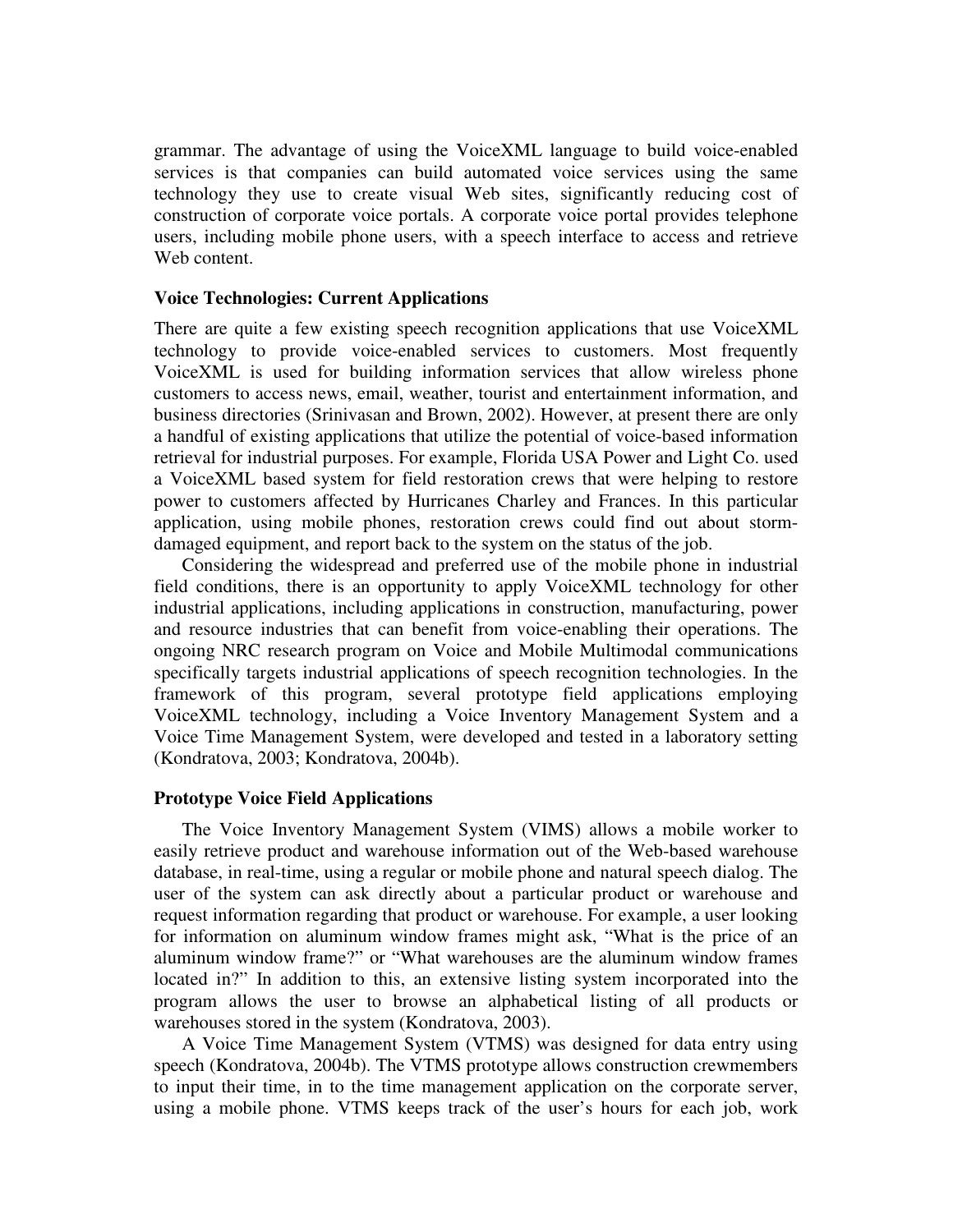grammar. The advantage of using the VoiceXML language to build voice-enabled services is that companies can build automated voice services using the same technology they use to create visual Web sites, significantly reducing cost of construction of corporate voice portals. A corporate voice portal provides telephone users, including mobile phone users, with a speech interface to access and retrieve Web content.

### Voice Technologies: Current Applications

There are quite a few existing speech recognition applications that use VoiceXML technology to provide voice-enabled services to customers. Most frequently VoiceXML is used for building information services that allow wireless phone customers to access news, email, weather, tourist and entertainment information, and business directories (Srinivasan and Brown, 2002). However, at present there are only a handful of existing applications that utilize the potential of voice-based information retrieval for industrial purposes. For example, Florida USA Power and Light Co. used a VoiceXML based system for field restoration crews that were helping to restore power to customers affected by Hurricanes Charley and Frances. In this particular application, using mobile phones, restoration crews could find out about storm-damaged equipment, and report back to the system on the status of the job.

Considering the widespread and preferred use of the mobile phone in industrial field conditions, there is an opportunity to apply VoiceXML technology for other industrial applications, including applications in construction, manufacturing, power and resource industries that can benefit from voice-enabling their operations. The ongoing NRC research program on Voice and Mobile Multimodal communications specifically targets industrial applications of speech recognition technologies. In the framework of this program, several prototype field applications employing VoiceXML technology, including a Voice Inventory Management System and a Voice Time Management System, were developed and tested in a laboratory setting (Kondratova, 2003; Kondratova, 2004b).

### Prototype Voice Field Applications

The Voice Inventory Management System (VIMS) allows a mobile worker to easily retrieve product and warehouse information out of the Web-based warehouse database, in real-time, using a regular or mobile phone and natural speech dialog. The user of the system can ask directly about a particular product or warehouse and request information regarding that product or warehouse. For example, a user looking for information on aluminum window frames might ask, "What is the price of an aluminum window frame?" or "What warehouses are the aluminum window frames located in?" In addition to this, an extensive listing system incorporated into the program allows the user to browse an alphabetical listing of all products or warehouses stored in the system (Kondratova, 2003).

A Voice Time Management System (VTMS) was designed for data entry using speech (Kondratova, 2004b). The VTMS prototype allows construction crewmembers to input their time, in to the time management application on the corporate server, using a mobile phone. VTMS keeps track of the user's hours for each job, work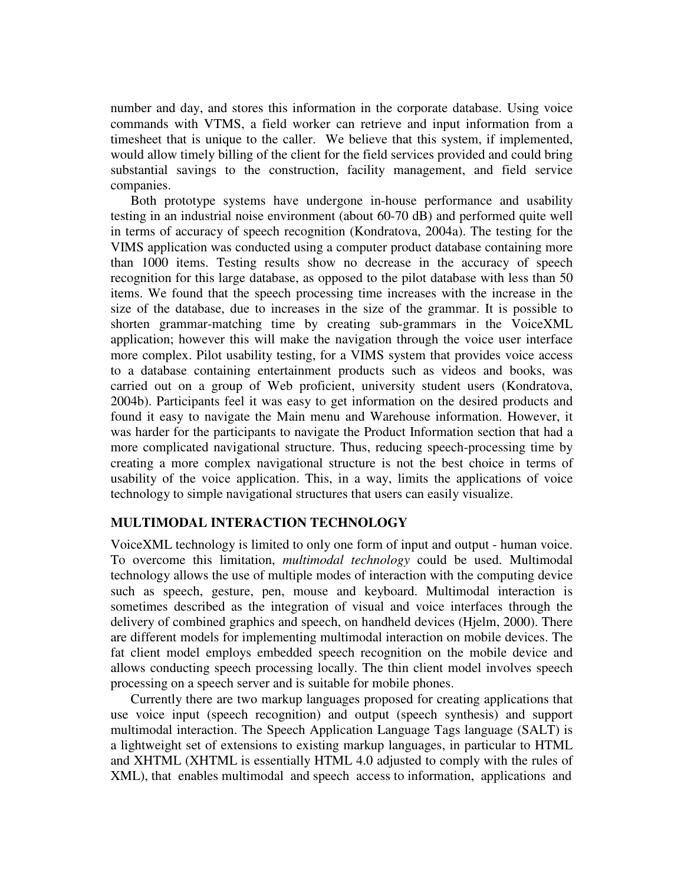number and day, and stores this information in the corporate database. Using voice commands with VTMS, a field worker can retrieve and input information from a timesheet that is unique to the caller. We believe that this system, if implemented, would allow timely billing of the client for the field services provided and could bring substantial savings to the construction, facility management, and field service companies.

Both prototype systems have undergone in-house performance and usability testing in an industrial noise environment (about 60-70 dB) and performed quite well in terms of accuracy of speech recognition (Kondratova, 2004a). The testing for the VIMS application was conducted using a computer product database containing more than 1000 items. Testing results show no decrease in the accuracy of speech recognition for this large database, as opposed to the pilot database with less than 50 items. We found that the speech processing time increases with the increase in the size of the database, due to increases in the size of the grammar. It is possible to shorten grammar-matching time by creating sub-grammars in the VoiceXML application; however this will make the navigation through the voice user interface more complex. Pilot usability testing, for a VIMS system that provides voice access to a database containing entertainment products such as videos and books, was carried out on a group of Web proficient, university student users (Kondratova, 2004b). Participants feel it was easy to get information on the desired products and found it easy to navigate the Main menu and Warehouse information. However, it was harder for the participants to navigate the Product Information section that had a more complicated navigational structure. Thus, reducing speech-processing time by creating a more complex navigational structure is not the best choice in terms of usability of the voice application. This, in a way, limits the applications of voice technology to simple navigational structures that users can easily visualize.

## MULTIMODAL INTERACTION TECHNOLOGY

VoiceXML technology is limited to only one form of input and output - human voice. To overcome this limitation, *multimodal technology* could be used. Multimodal technology allows the use of multiple modes of interaction with the computing device such as speech, gesture, pen, mouse and keyboard. Multimodal interaction is sometimes described as the integration of visual and voice interfaces through the delivery of combined graphics and speech, on handheld devices (Hjelm, 2000). There are different models for implementing multimodal interaction on mobile devices. The fat client model employs embedded speech recognition on the mobile device and allows conducting speech processing locally. The thin client model involves speech processing on a speech server and is suitable for mobile phones.

Currently there are two markup languages proposed for creating applications that use voice input (speech recognition) and output (speech synthesis) and support multimodal interaction. The Speech Application Language Tags language (SALT) is a lightweight set of extensions to existing markup languages, in particular to HTML and XHTML (XHTML is essentially HTML 4.0 adjusted to comply with the rules of XML), that enables multimodal and speech access to information, applications and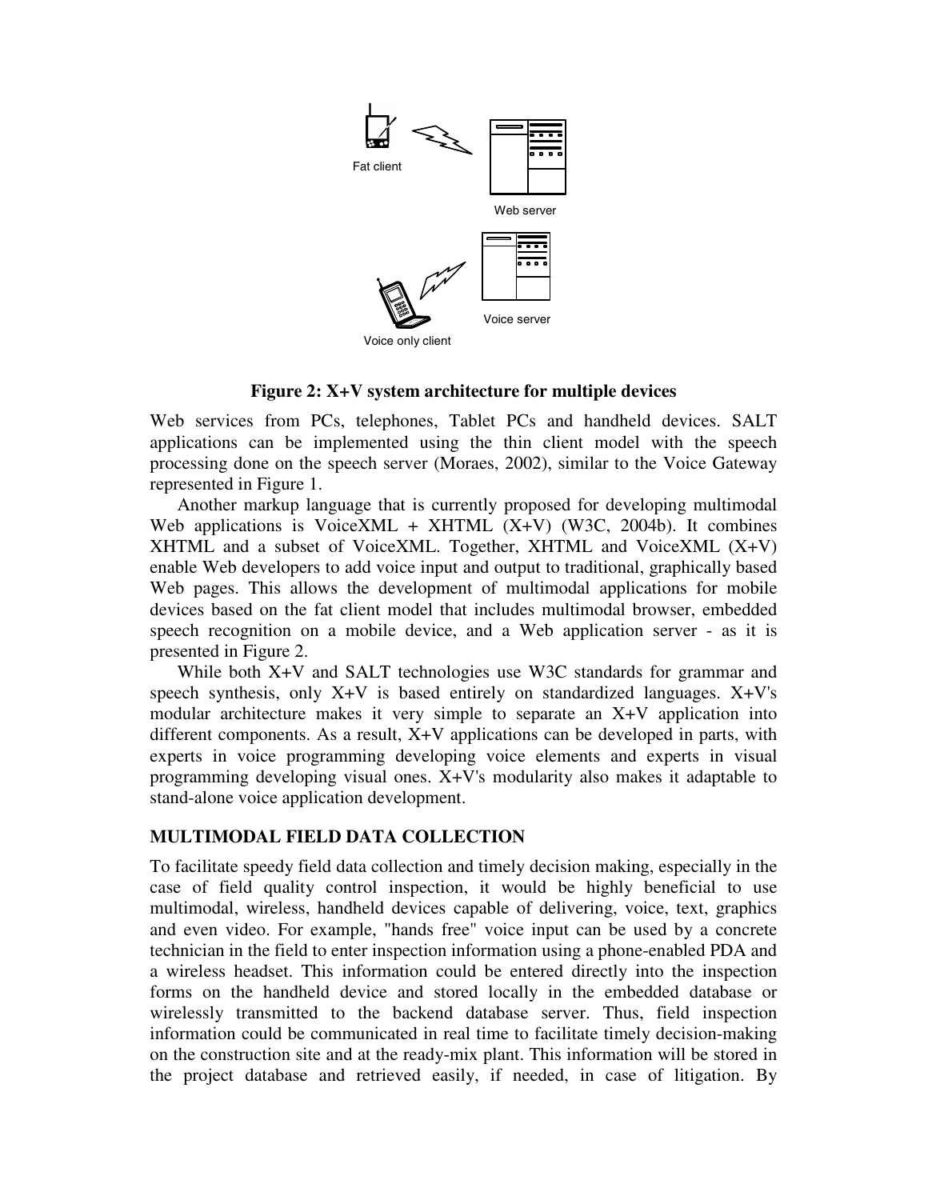**Figure 2: X+V system architecture for multiple devices**

Web services from PCs, telephones, Tablet PCs and handheld devices. SALT applications can be implemented using the thin client model with the speech processing done on the speech server (Moraes, 2002), similar to the Voice Gateway represented in Figure 1.

Another markup language that is currently proposed for developing multimodal Web applications is VoiceXML + XHTML (X+V) (W3C, 2004b). It combines XHTML and a subset of VoiceXML. Together, XHTML and VoiceXML (X+V) enable Web developers to add voice input and output to traditional, graphically based Web pages. This allows the development of multimodal applications for mobile devices based on the fat client model that includes multimodal browser, embedded speech recognition on a mobile device, and a Web application server - as it is presented in Figure 2.

While both X+V and SALT technologies use W3C standards for grammar and speech synthesis, only X+V is based entirely on standardized languages. X+V's modular architecture makes it very simple to separate an X+V application into different components. As a result, X+V applications can be developed in parts, with experts in voice programming developing voice elements and experts in visual programming developing visual ones. X+V's modularity also makes it adaptable to stand-alone voice application development.

## MULTIMODAL FIELD DATA COLLECTION

To facilitate speedy field data collection and timely decision making, especially in the case of field quality control inspection, it would be highly beneficial to use multimodal, wireless, handheld devices capable of delivering, voice, text, graphics and even video. For example, "hands free" voice input can be used by a concrete technician in the field to enter inspection information using a phone-enabled PDA and a wireless headset. This information could be entered directly into the inspection forms on the handheld device and stored locally in the embedded database or wirelessly transmitted to the backend database server. Thus, field inspection information could be communicated in real time to facilitate timely decision-making on the construction site and at the ready-mix plant. This information will be stored in the project database and retrieved easily, if needed, in case of litigation. By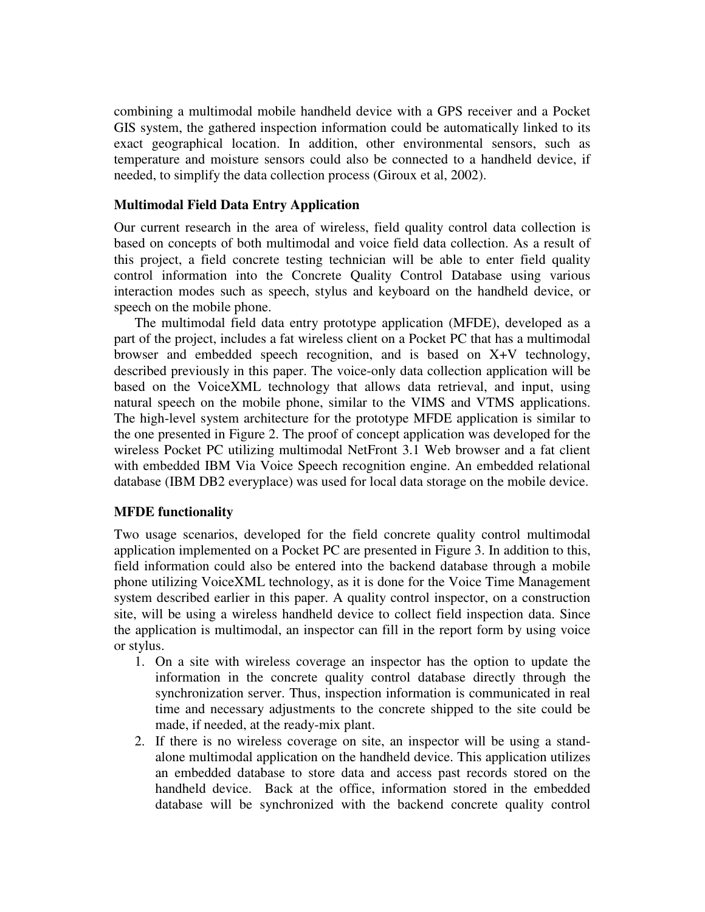combining a multimodal mobile handheld device with a GPS receiver and a Pocket GIS system, the gathered inspection information could be automatically linked to its exact geographical location. In addition, other environmental sensors, such as temperature and moisture sensors could also be connected to a handheld device, if needed, to simplify the data collection process (Giroux et al, 2002).

### Multimodal Field Data Entry Application

Our current research in the area of wireless, field quality control data collection is based on concepts of both multimodal and voice field data collection. As a result of this project, a field concrete testing technician will be able to enter field quality control information into the Concrete Quality Control Database using various interaction modes such as speech, stylus and keyboard on the handheld device, or speech on the mobile phone.

The multimodal field data entry prototype application (MFDE), developed as a part of the project, includes a fat wireless client on a Pocket PC that has a multimodal browser and embedded speech recognition, and is based on X+V technology, described previously in this paper. The voice-only data collection application will be based on the VoiceXML technology that allows data retrieval, and input, using natural speech on the mobile phone, similar to the VIMS and VTMS applications. The high-level system architecture for the prototype MFDE application is similar to the one presented in Figure 2. The proof of concept application was developed for the wireless Pocket PC utilizing multimodal NetFront 3.1 Web browser and a fat client with embedded IBM Via Voice Speech recognition engine. An embedded relational database (IBM DB2 everyplace) was used for local data storage on the mobile device.

### MFDE functionality

Two usage scenarios, developed for the field concrete quality control multimodal application implemented on a Pocket PC are presented in Figure 3. In addition to this, field information could also be entered into the backend database through a mobile phone utilizing VoiceXML technology, as it is done for the Voice Time Management system described earlier in this paper. A quality control inspector, on a construction site, will be using a wireless handheld device to collect field inspection data. Since the application is multimodal, an inspector can fill in the report form by using voice or stylus.

1. On a site with wireless coverage an inspector has the option to update the information in the concrete quality control database directly through the synchronization server. Thus, inspection information is communicated in real time and necessary adjustments to the concrete shipped to the site could be made, if needed, at the ready-mix plant.
2. If there is no wireless coverage on site, an inspector will be using a stand-alone multimodal application on the handheld device. This application utilizes an embedded database to store data and access past records stored on the handheld device. Back at the office, information stored in the embedded database will be synchronized with the backend concrete quality control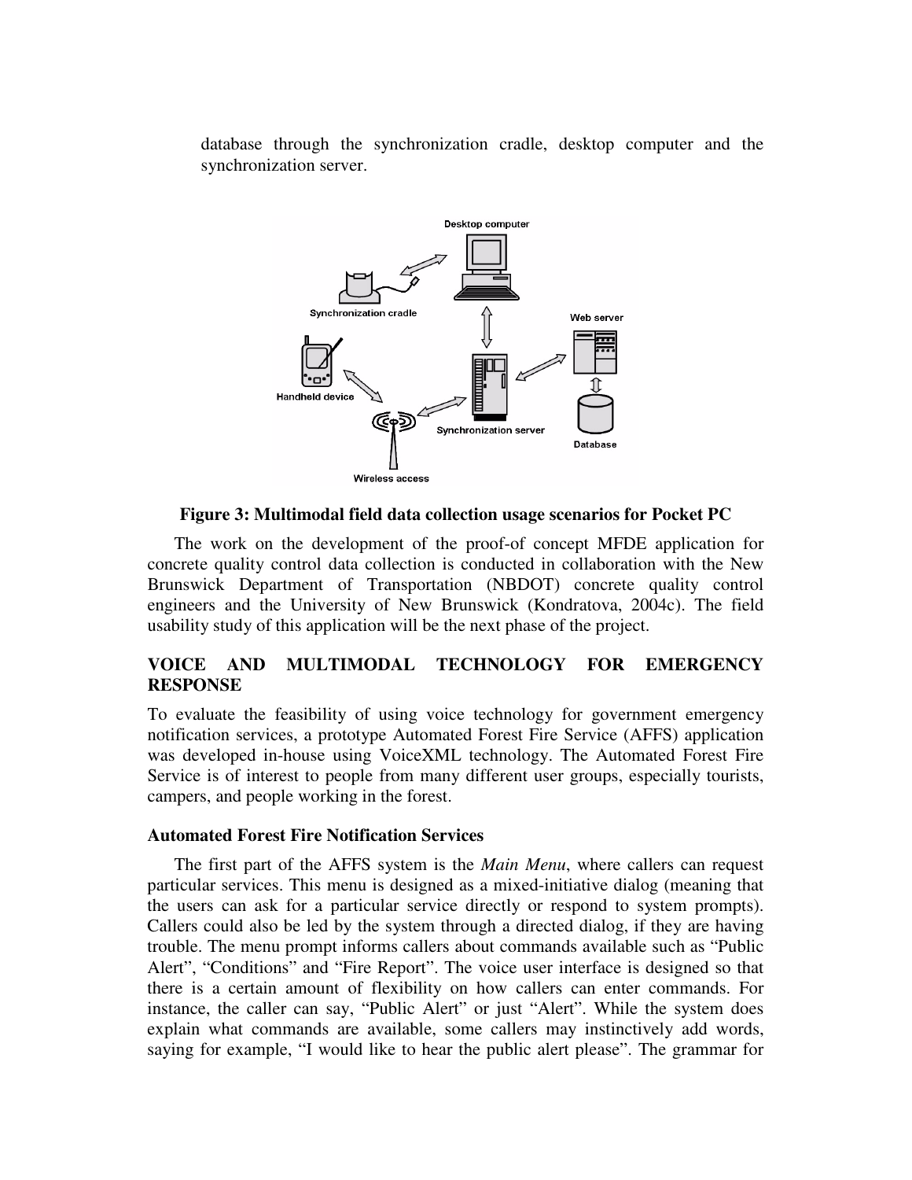database through the synchronization cradle, desktop computer and the synchronization server.

**Figure 3: Multimodal field data collection usage scenarios for Pocket PC**

The work on the development of the proof-of concept MFDE application for concrete quality control data collection is conducted in collaboration with the New Brunswick Department of Transportation (NBDOT) concrete quality control engineers and the University of New Brunswick (Kondratova, 2004c). The field usability study of this application will be the next phase of the project.

## VOICE AND MULTIMODAL TECHNOLOGY FOR EMERGENCY RESPONSE

To evaluate the feasibility of using voice technology for government emergency notification services, a prototype Automated Forest Fire Service (AFFS) application was developed in-house using VoiceXML technology. The Automated Forest Fire Service is of interest to people from many different user groups, especially tourists, campers, and people working in the forest.

### Automated Forest Fire Notification Services

The first part of the AFFS system is the *Main Menu*, where callers can request particular services. This menu is designed as a mixed-initiative dialog (meaning that the users can ask for a particular service directly or respond to system prompts). Callers could also be led by the system through a directed dialog, if they are having trouble. The menu prompt informs callers about commands available such as "Public Alert", "Conditions" and "Fire Report". The voice user interface is designed so that there is a certain amount of flexibility on how callers can enter commands. For instance, the caller can say, "Public Alert" or just "Alert". While the system does explain what commands are available, some callers may instinctively add words, saying for example, "I would like to hear the public alert please". The grammar for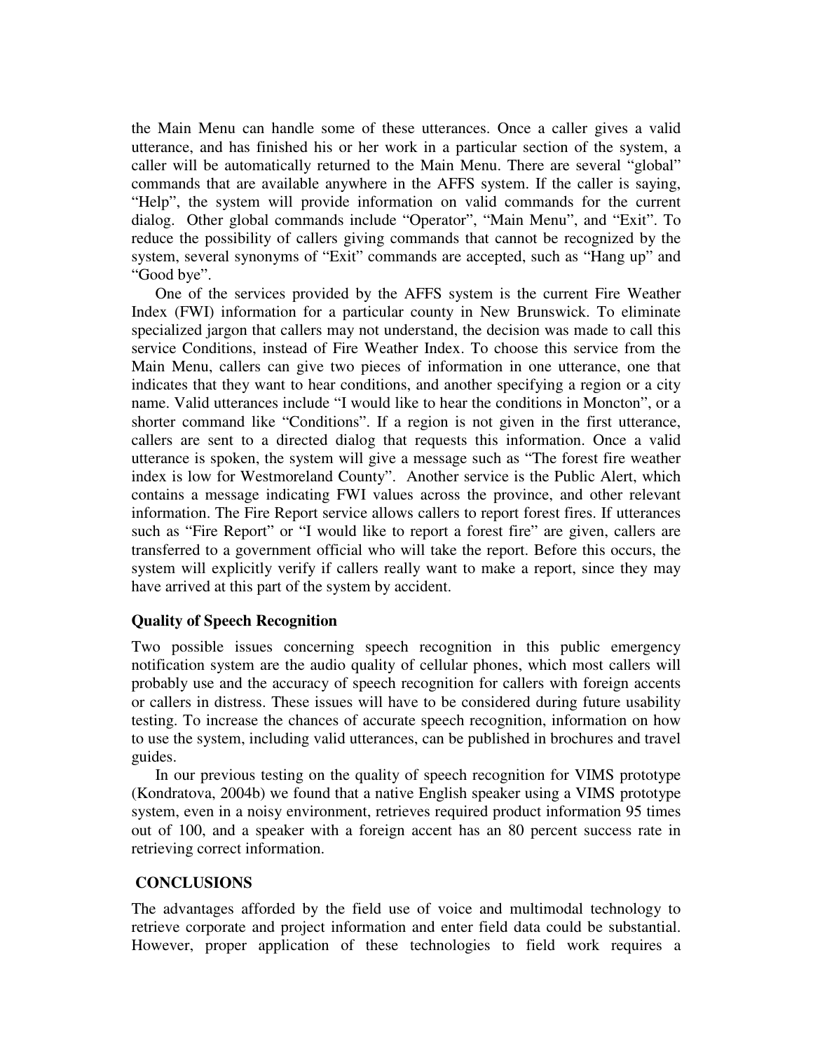the Main Menu can handle some of these utterances. Once a caller gives a valid utterance, and has finished his or her work in a particular section of the system, a caller will be automatically returned to the Main Menu. There are several "global" commands that are available anywhere in the AFFS system. If the caller is saying, "Help", the system will provide information on valid commands for the current dialog. Other global commands include "Operator", "Main Menu", and "Exit". To reduce the possibility of callers giving commands that cannot be recognized by the system, several synonyms of "Exit" commands are accepted, such as "Hang up" and "Good bye".

One of the services provided by the AFFS system is the current Fire Weather Index (FWI) information for a particular county in New Brunswick. To eliminate specialized jargon that callers may not understand, the decision was made to call this service Conditions, instead of Fire Weather Index. To choose this service from the Main Menu, callers can give two pieces of information in one utterance, one that indicates that they want to hear conditions, and another specifying a region or a city name. Valid utterances include "I would like to hear the conditions in Moncton", or a shorter command like "Conditions". If a region is not given in the first utterance, callers are sent to a directed dialog that requests this information. Once a valid utterance is spoken, the system will give a message such as "The forest fire weather index is low for Westmoreland County". Another service is the Public Alert, which contains a message indicating FWI values across the province, and other relevant information. The Fire Report service allows callers to report forest fires. If utterances such as "Fire Report" or "I would like to report a forest fire" are given, callers are transferred to a government official who will take the report. Before this occurs, the system will explicitly verify if callers really want to make a report, since they may have arrived at this part of the system by accident.

### Quality of Speech Recognition

Two possible issues concerning speech recognition in this public emergency notification system are the audio quality of cellular phones, which most callers will probably use and the accuracy of speech recognition for callers with foreign accents or callers in distress. These issues will have to be considered during future usability testing. To increase the chances of accurate speech recognition, information on how to use the system, including valid utterances, can be published in brochures and travel guides.

In our previous testing on the quality of speech recognition for VIMS prototype (Kondratova, 2004b) we found that a native English speaker using a VIMS prototype system, even in a noisy environment, retrieves required product information 95 times out of 100, and a speaker with a foreign accent has an 80 percent success rate in retrieving correct information.

## CONCLUSIONS

The advantages afforded by the field use of voice and multimodal technology to retrieve corporate and project information and enter field data could be substantial. However, proper application of these technologies to field work requires a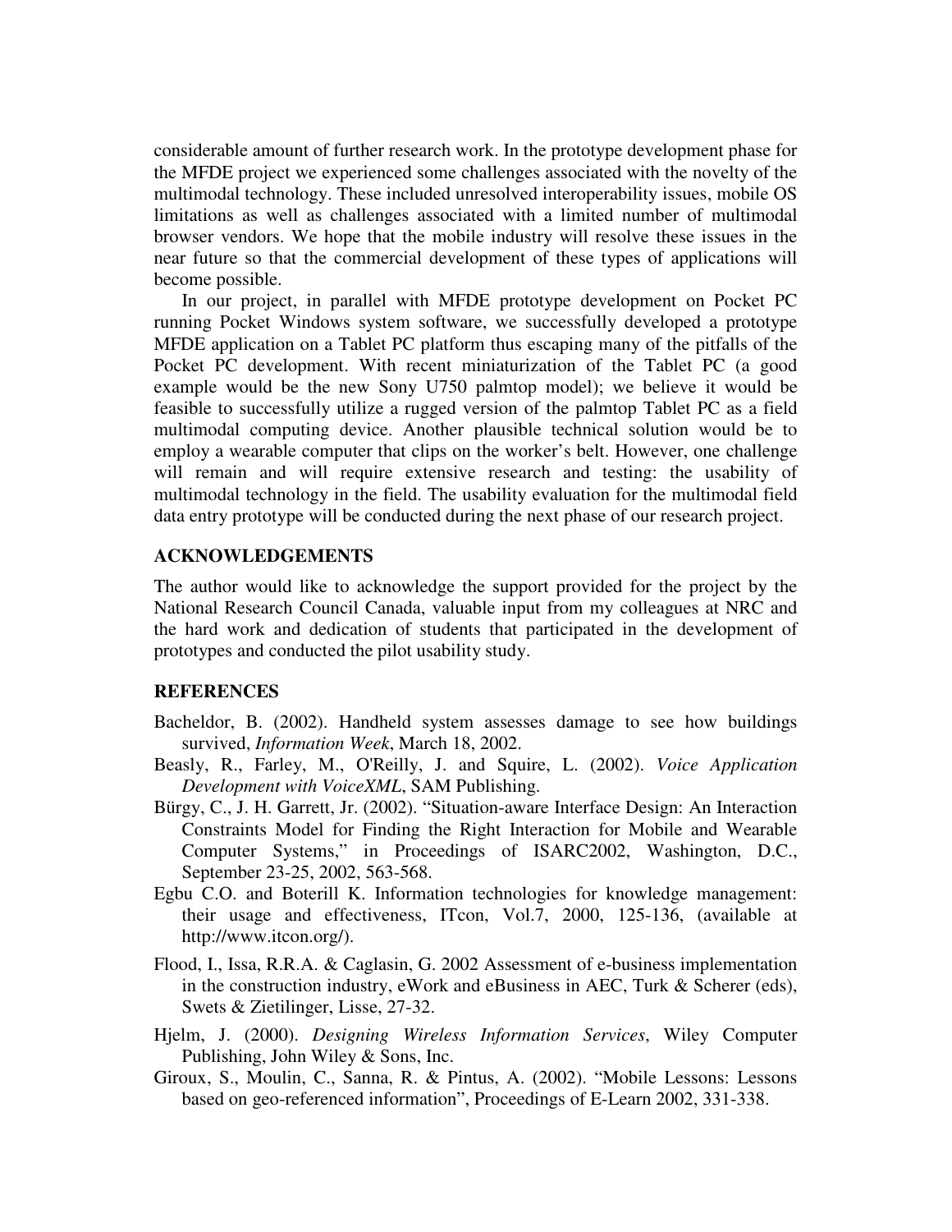considerable amount of further research work. In the prototype development phase for the MFDE project we experienced some challenges associated with the novelty of the multimodal technology. These included unresolved interoperability issues, mobile OS limitations as well as challenges associated with a limited number of multimodal browser vendors. We hope that the mobile industry will resolve these issues in the near future so that the commercial development of these types of applications will become possible.

In our project, in parallel with MFDE prototype development on Pocket PC running Pocket Windows system software, we successfully developed a prototype MFDE application on a Tablet PC platform thus escaping many of the pitfalls of the Pocket PC development. With recent miniaturization of the Tablet PC (a good example would be the new Sony U750 palmtop model); we believe it would be feasible to successfully utilize a rugged version of the palmtop Tablet PC as a field multimodal computing device. Another plausible technical solution would be to employ a wearable computer that clips on the worker's belt. However, one challenge will remain and will require extensive research and testing: the usability of multimodal technology in the field. The usability evaluation for the multimodal field data entry prototype will be conducted during the next phase of our research project.

## ACKNOWLEDGEMENTS

The author would like to acknowledge the support provided for the project by the National Research Council Canada, valuable input from my colleagues at NRC and the hard work and dedication of students that participated in the development of prototypes and conducted the pilot usability study.

## REFERENCES

Bacheldor, B. (2002). Handheld system assesses damage to see how buildings survived, *Information Week*, March 18, 2002.

Beasly, R., Farley, M., O'Reilly, J. and Squire, L. (2002). *Voice Application Development with VoiceXML*, SAM Publishing.

Bürgy, C., J. H. Garrett, Jr. (2002). "Situation-aware Interface Design: An Interaction Constraints Model for Finding the Right Interaction for Mobile and Wearable Computer Systems," in Proceedings of ISARC2002, Washington, D.C., September 23-25, 2002, 563-568.

Egbu C.O. and Boterill K. Information technologies for knowledge management: their usage and effectiveness, ITcon, Vol.7, 2000, 125-136, (available at http://www.itcon.org/).

Flood, I., Issa, R.R.A. & Caglasin, G. 2002 Assessment of e-business implementation in the construction industry, eWork and eBusiness in AEC, Turk & Scherer (eds), Swets & Zietilinger, Lisse, 27-32.

Hjelm, J. (2000). *Designing Wireless Information Services*, Wiley Computer Publishing, John Wiley & Sons, Inc.

Giroux, S., Moulin, C., Sanna, R. & Pintus, A. (2002). "Mobile Lessons: Lessons based on geo-referenced information", Proceedings of E-Learn 2002, 331-338.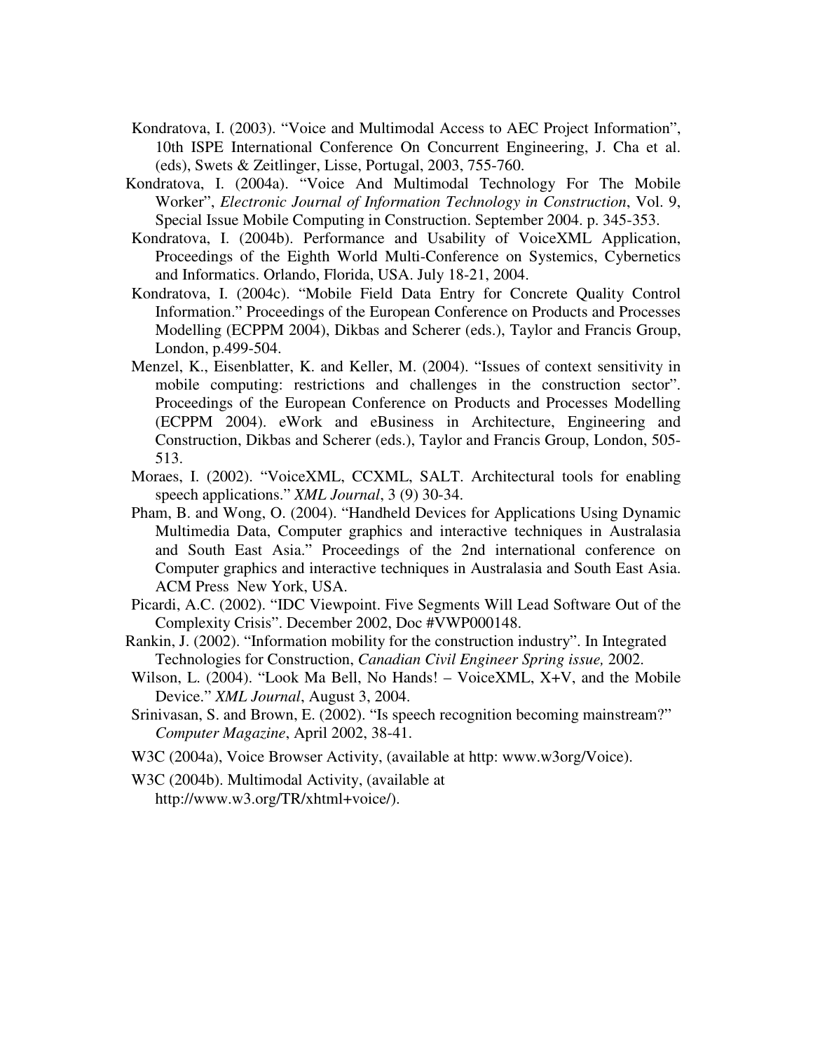Kondratova, I. (2003). "Voice and Multimodal Access to AEC Project Information", 10th ISPE International Conference On Concurrent Engineering, J. Cha et al. (eds), Swets & Zeitlinger, Lisse, Portugal, 2003, 755-760.

Kondratova, I. (2004a). "Voice And Multimodal Technology For The Mobile Worker", *Electronic Journal of Information Technology in Construction*, Vol. 9, Special Issue Mobile Computing in Construction. September 2004. p. 345-353.

Kondratova, I. (2004b). Performance and Usability of VoiceXML Application, Proceedings of the Eighth World Multi-Conference on Systemics, Cybernetics and Informatics. Orlando, Florida, USA. July 18-21, 2004.

Kondratova, I. (2004c). "Mobile Field Data Entry for Concrete Quality Control Information." Proceedings of the European Conference on Products and Processes Modelling (ECPPM 2004), Dikbas and Scherer (eds.), Taylor and Francis Group, London, p.499-504.

Menzel, K., Eisenblatter, K. and Keller, M. (2004). "Issues of context sensitivity in mobile computing: restrictions and challenges in the construction sector". Proceedings of the European Conference on Products and Processes Modelling (ECPPM 2004). eWork and eBusiness in Architecture, Engineering and Construction, Dikbas and Scherer (eds.), Taylor and Francis Group, London, 505-513.

Moraes, I. (2002). "VoiceXML, CCXML, SALT. Architectural tools for enabling speech applications." *XML Journal*, 3 (9) 30-34.

Pham, B. and Wong, O. (2004). "Handheld Devices for Applications Using Dynamic Multimedia Data, Computer graphics and interactive techniques in Australasia and South East Asia." Proceedings of the 2nd international conference on Computer graphics and interactive techniques in Australasia and South East Asia. ACM Press New York, USA.

Picardi, A.C. (2002). "IDC Viewpoint. Five Segments Will Lead Software Out of the Complexity Crisis". December 2002, Doc #VWP000148.

Rankin, J. (2002). "Information mobility for the construction industry". In Integrated Technologies for Construction, *Canadian Civil Engineer Spring issue,* 2002.

Wilson, L. (2004). "Look Ma Bell, No Hands! – VoiceXML, X+V, and the Mobile Device." *XML Journal*, August 3, 2004.

Srinivasan, S. and Brown, E. (2002). "Is speech recognition becoming mainstream?" *Computer Magazine*, April 2002, 38-41.

W3C (2004a), Voice Browser Activity, (available at http: www.w3org/Voice).

W3C (2004b). Multimodal Activity, (available at http://www.w3.org/TR/xhtml+voice/).